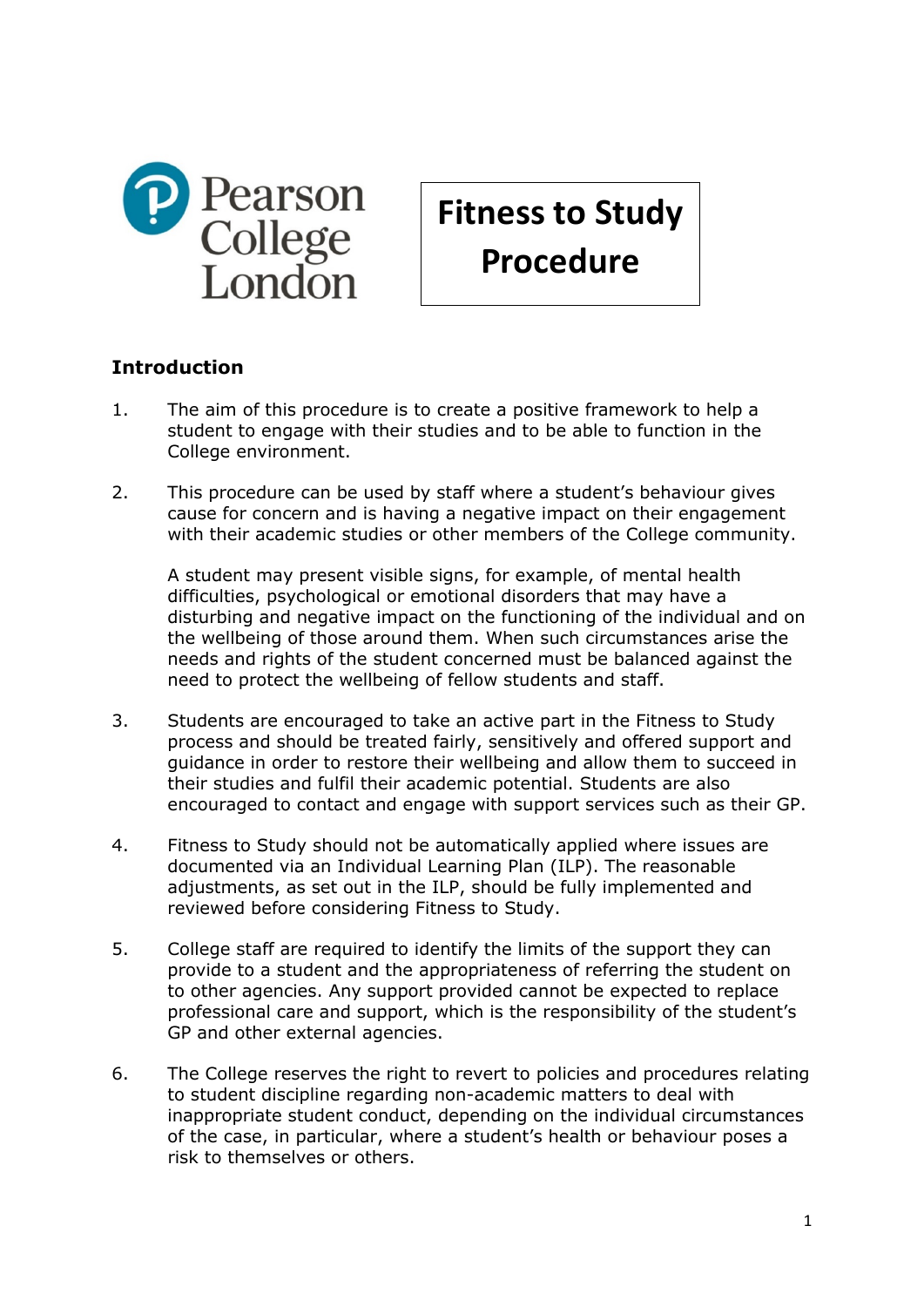Pearson College London

# Fitness to Study Procedure

## Introduction

1. The aim of this procedure is to create a positive framework to help a student to engage with their studies and to be able to function in the College environment.

2. This procedure can be used by staff where a student's behaviour gives cause for concern and is having a negative impact on their engagement with their academic studies or other members of the College community.

   A student may present visible signs, for example, of mental health difficulties, psychological or emotional disorders that may have a disturbing and negative impact on the functioning of the individual and on the wellbeing of those around them. When such circumstances arise the needs and rights of the student concerned must be balanced against the need to protect the wellbeing of fellow students and staff.

3. Students are encouraged to take an active part in the Fitness to Study process and should be treated fairly, sensitively and offered support and guidance in order to restore their wellbeing and allow them to succeed in their studies and fulfil their academic potential. Students are also encouraged to contact and engage with support services such as their GP.

4. Fitness to Study should not be automatically applied where issues are documented via an Individual Learning Plan (ILP). The reasonable adjustments, as set out in the ILP, should be fully implemented and reviewed before considering Fitness to Study.

5. College staff are required to identify the limits of the support they can provide to a student and the appropriateness of referring the student on to other agencies. Any support provided cannot be expected to replace professional care and support, which is the responsibility of the student's GP and other external agencies.

6. The College reserves the right to revert to policies and procedures relating to student discipline regarding non-academic matters to deal with inappropriate student conduct, depending on the individual circumstances of the case, in particular, where a student's health or behaviour poses a risk to themselves or others.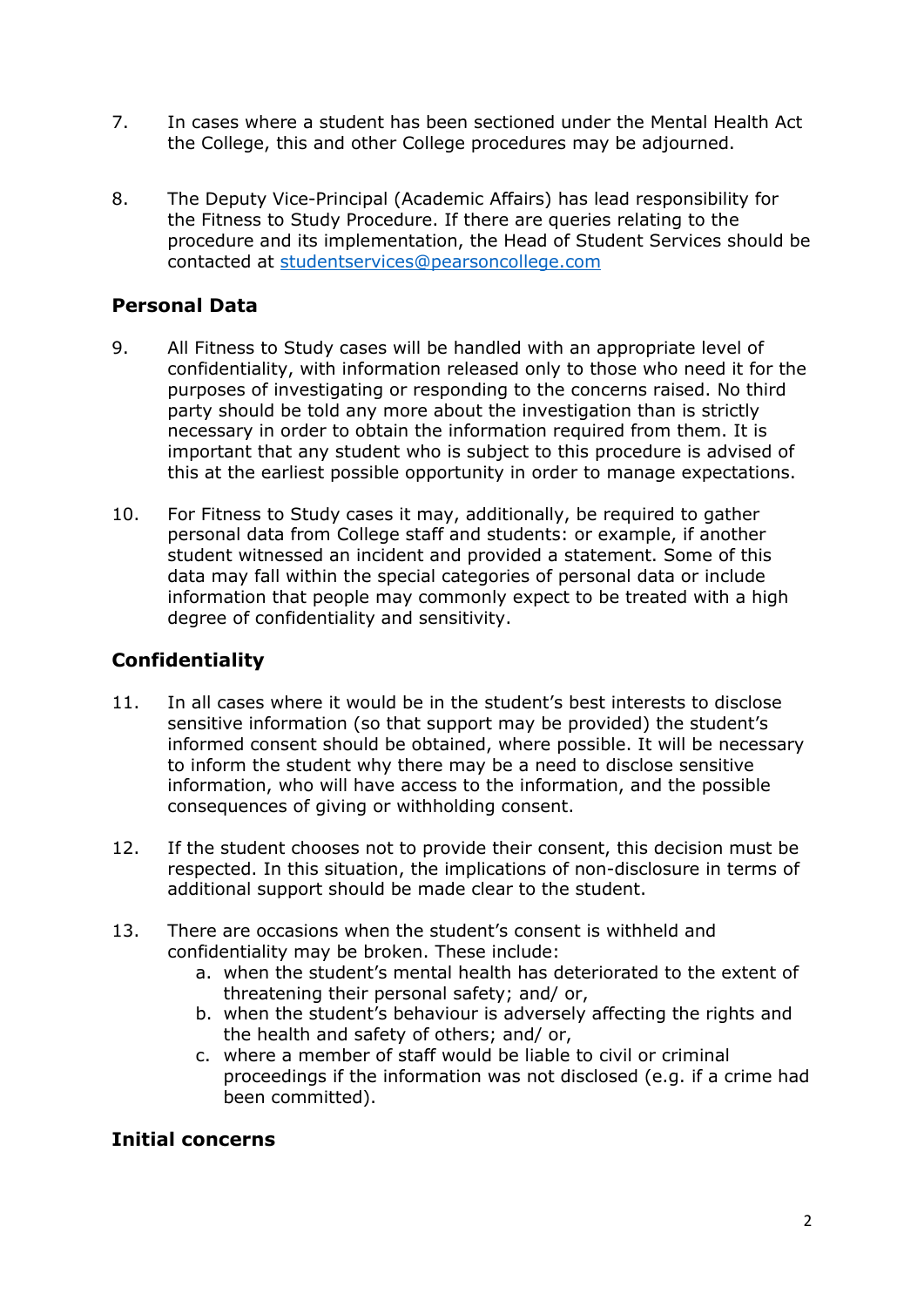7. In cases where a student has been sectioned under the Mental Health Act the College, this and other College procedures may be adjourned.

8. The Deputy Vice-Principal (Academic Affairs) has lead responsibility for the Fitness to Study Procedure. If there are queries relating to the procedure and its implementation, the Head of Student Services should be contacted at [studentservices@pearsoncollege.com](mailto:studentservices@pearsoncollege.com)

## Personal Data

9. All Fitness to Study cases will be handled with an appropriate level of confidentiality, with information released only to those who need it for the purposes of investigating or responding to the concerns raised. No third party should be told any more about the investigation than is strictly necessary in order to obtain the information required from them. It is important that any student who is subject to this procedure is advised of this at the earliest possible opportunity in order to manage expectations.

10. For Fitness to Study cases it may, additionally, be required to gather personal data from College staff and students: or example, if another student witnessed an incident and provided a statement. Some of this data may fall within the special categories of personal data or include information that people may commonly expect to be treated with a high degree of confidentiality and sensitivity.

## Confidentiality

11. In all cases where it would be in the student's best interests to disclose sensitive information (so that support may be provided) the student's informed consent should be obtained, where possible. It will be necessary to inform the student why there may be a need to disclose sensitive information, who will have access to the information, and the possible consequences of giving or withholding consent.

12. If the student chooses not to provide their consent, this decision must be respected. In this situation, the implications of non-disclosure in terms of additional support should be made clear to the student.

13. There are occasions when the student's consent is withheld and confidentiality may be broken. These include:
    a. when the student's mental health has deteriorated to the extent of threatening their personal safety; and/ or,
    b. when the student's behaviour is adversely affecting the rights and the health and safety of others; and/ or,
    c. where a member of staff would be liable to civil or criminal proceedings if the information was not disclosed (e.g. if a crime had been committed).

## Initial concerns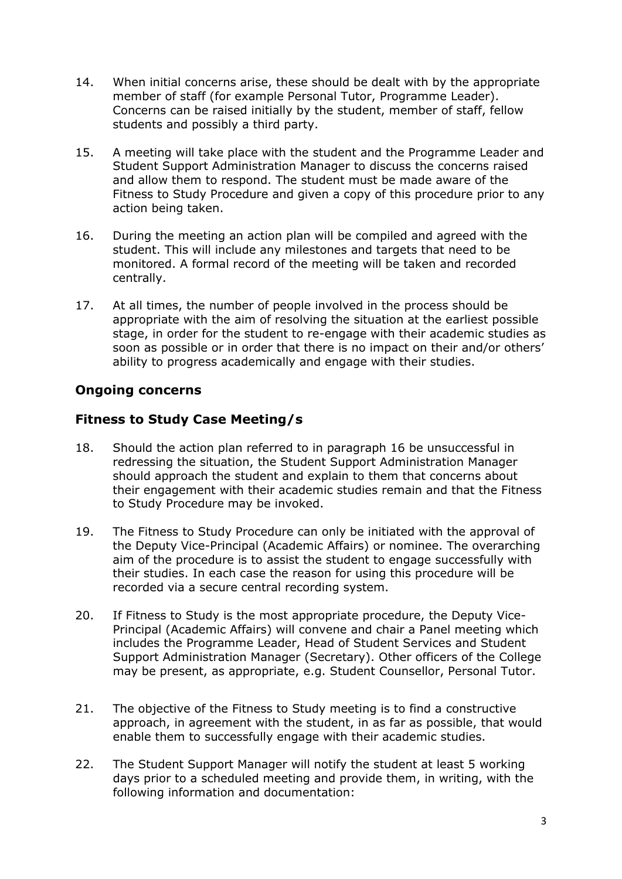14. When initial concerns arise, these should be dealt with by the appropriate member of staff (for example Personal Tutor, Programme Leader). Concerns can be raised initially by the student, member of staff, fellow students and possibly a third party.

15. A meeting will take place with the student and the Programme Leader and Student Support Administration Manager to discuss the concerns raised and allow them to respond. The student must be made aware of the Fitness to Study Procedure and given a copy of this procedure prior to any action being taken.

16. During the meeting an action plan will be compiled and agreed with the student. This will include any milestones and targets that need to be monitored. A formal record of the meeting will be taken and recorded centrally.

17. At all times, the number of people involved in the process should be appropriate with the aim of resolving the situation at the earliest possible stage, in order for the student to re-engage with their academic studies as soon as possible or in order that there is no impact on their and/or others' ability to progress academically and engage with their studies.

### Ongoing concerns

### Fitness to Study Case Meeting/s

18. Should the action plan referred to in paragraph 16 be unsuccessful in redressing the situation, the Student Support Administration Manager should approach the student and explain to them that concerns about their engagement with their academic studies remain and that the Fitness to Study Procedure may be invoked.

19. The Fitness to Study Procedure can only be initiated with the approval of the Deputy Vice-Principal (Academic Affairs) or nominee. The overarching aim of the procedure is to assist the student to engage successfully with their studies. In each case the reason for using this procedure will be recorded via a secure central recording system.

20. If Fitness to Study is the most appropriate procedure, the Deputy Vice-Principal (Academic Affairs) will convene and chair a Panel meeting which includes the Programme Leader, Head of Student Services and Student Support Administration Manager (Secretary). Other officers of the College may be present, as appropriate, e.g. Student Counsellor, Personal Tutor.

21. The objective of the Fitness to Study meeting is to find a constructive approach, in agreement with the student, in as far as possible, that would enable them to successfully engage with their academic studies.

22. The Student Support Manager will notify the student at least 5 working days prior to a scheduled meeting and provide them, in writing, with the following information and documentation: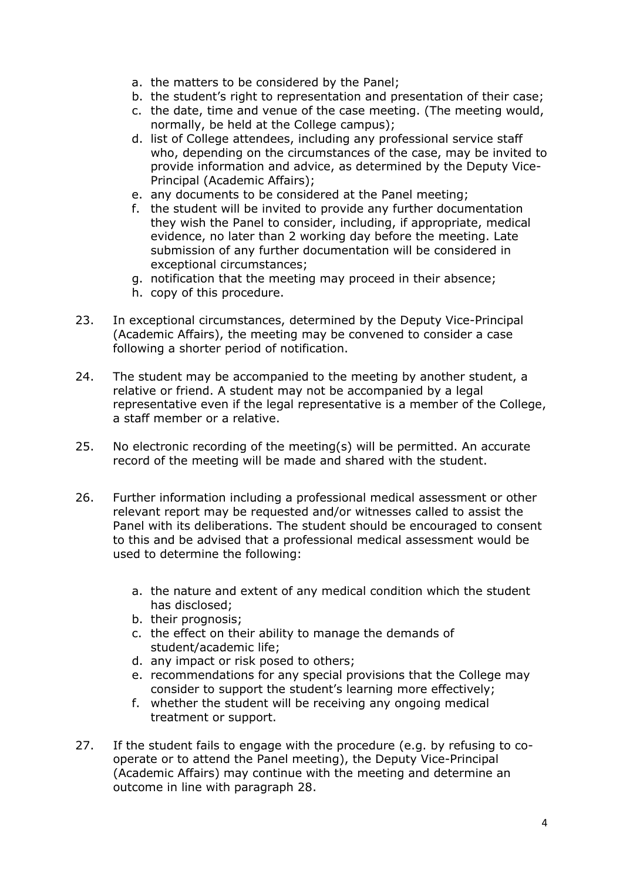a. the matters to be considered by the Panel;
b. the student's right to representation and presentation of their case;
c. the date, time and venue of the case meeting. (The meeting would, normally, be held at the College campus);
d. list of College attendees, including any professional service staff who, depending on the circumstances of the case, may be invited to provide information and advice, as determined by the Deputy Vice-Principal (Academic Affairs);
e. any documents to be considered at the Panel meeting;
f. the student will be invited to provide any further documentation they wish the Panel to consider, including, if appropriate, medical evidence, no later than 2 working day before the meeting. Late submission of any further documentation will be considered in exceptional circumstances;
g. notification that the meeting may proceed in their absence;
h. copy of this procedure.

23. In exceptional circumstances, determined by the Deputy Vice-Principal (Academic Affairs), the meeting may be convened to consider a case following a shorter period of notification.

24. The student may be accompanied to the meeting by another student, a relative or friend. A student may not be accompanied by a legal representative even if the legal representative is a member of the College, a staff member or a relative.

25. No electronic recording of the meeting(s) will be permitted. An accurate record of the meeting will be made and shared with the student.

26. Further information including a professional medical assessment or other relevant report may be requested and/or witnesses called to assist the Panel with its deliberations. The student should be encouraged to consent to this and be advised that a professional medical assessment would be used to determine the following:

    a. the nature and extent of any medical condition which the student has disclosed;
    b. their prognosis;
    c. the effect on their ability to manage the demands of student/academic life;
    d. any impact or risk posed to others;
    e. recommendations for any special provisions that the College may consider to support the student's learning more effectively;
    f. whether the student will be receiving any ongoing medical treatment or support.

27. If the student fails to engage with the procedure (e.g. by refusing to co-operate or to attend the Panel meeting), the Deputy Vice-Principal (Academic Affairs) may continue with the meeting and determine an outcome in line with paragraph 28.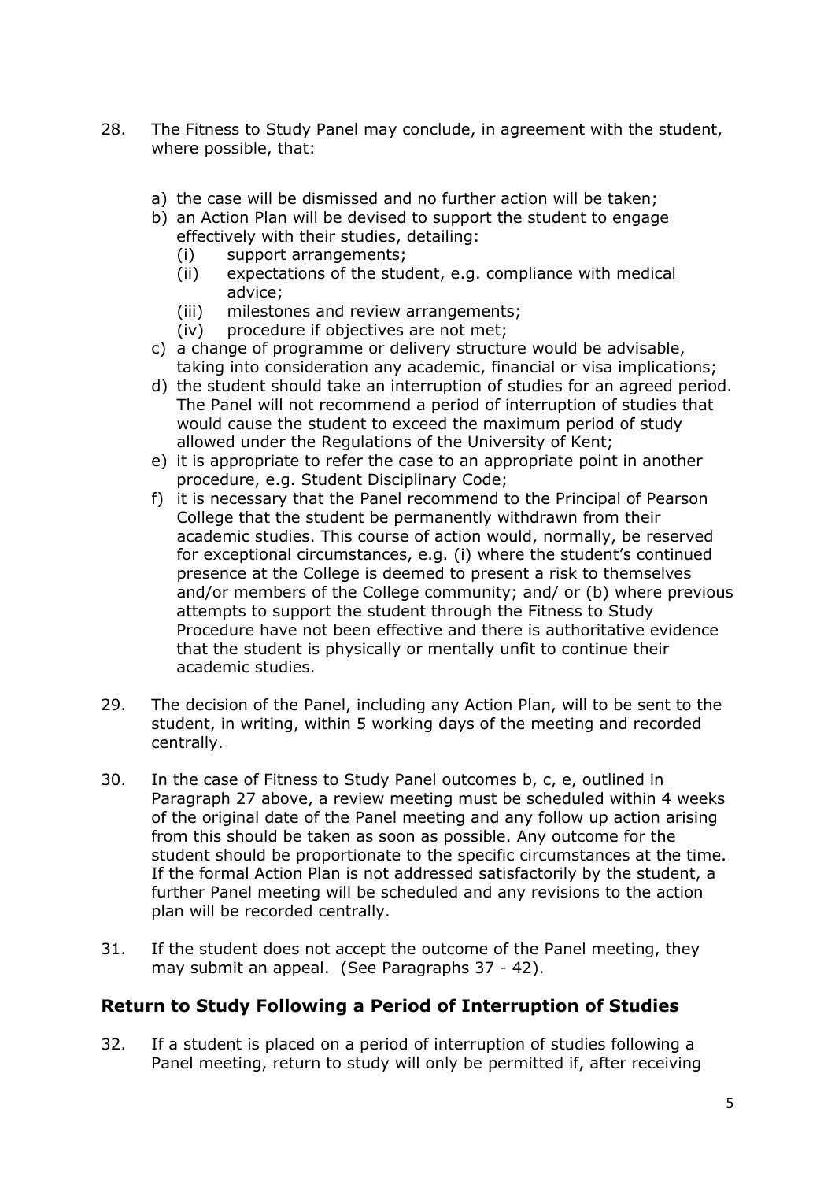28. The Fitness to Study Panel may conclude, in agreement with the student, where possible, that:

    a) the case will be dismissed and no further action will be taken;
    b) an Action Plan will be devised to support the student to engage effectively with their studies, detailing:
        (i) support arrangements;
        (ii) expectations of the student, e.g. compliance with medical advice;
        (iii) milestones and review arrangements;
        (iv) procedure if objectives are not met;
    c) a change of programme or delivery structure would be advisable, taking into consideration any academic, financial or visa implications;
    d) the student should take an interruption of studies for an agreed period. The Panel will not recommend a period of interruption of studies that would cause the student to exceed the maximum period of study allowed under the Regulations of the University of Kent;
    e) it is appropriate to refer the case to an appropriate point in another procedure, e.g. Student Disciplinary Code;
    f) it is necessary that the Panel recommend to the Principal of Pearson College that the student be permanently withdrawn from their academic studies. This course of action would, normally, be reserved for exceptional circumstances, e.g. (i) where the student's continued presence at the College is deemed to present a risk to themselves and/or members of the College community; and/ or (b) where previous attempts to support the student through the Fitness to Study Procedure have not been effective and there is authoritative evidence that the student is physically or mentally unfit to continue their academic studies.

29. The decision of the Panel, including any Action Plan, will to be sent to the student, in writing, within 5 working days of the meeting and recorded centrally.

30. In the case of Fitness to Study Panel outcomes b, c, e, outlined in Paragraph 27 above, a review meeting must be scheduled within 4 weeks of the original date of the Panel meeting and any follow up action arising from this should be taken as soon as possible. Any outcome for the student should be proportionate to the specific circumstances at the time. If the formal Action Plan is not addressed satisfactorily by the student, a further Panel meeting will be scheduled and any revisions to the action plan will be recorded centrally.

31. If the student does not accept the outcome of the Panel meeting, they may submit an appeal. (See Paragraphs 37 - 42).

## Return to Study Following a Period of Interruption of Studies

32. If a student is placed on a period of interruption of studies following a Panel meeting, return to study will only be permitted if, after receiving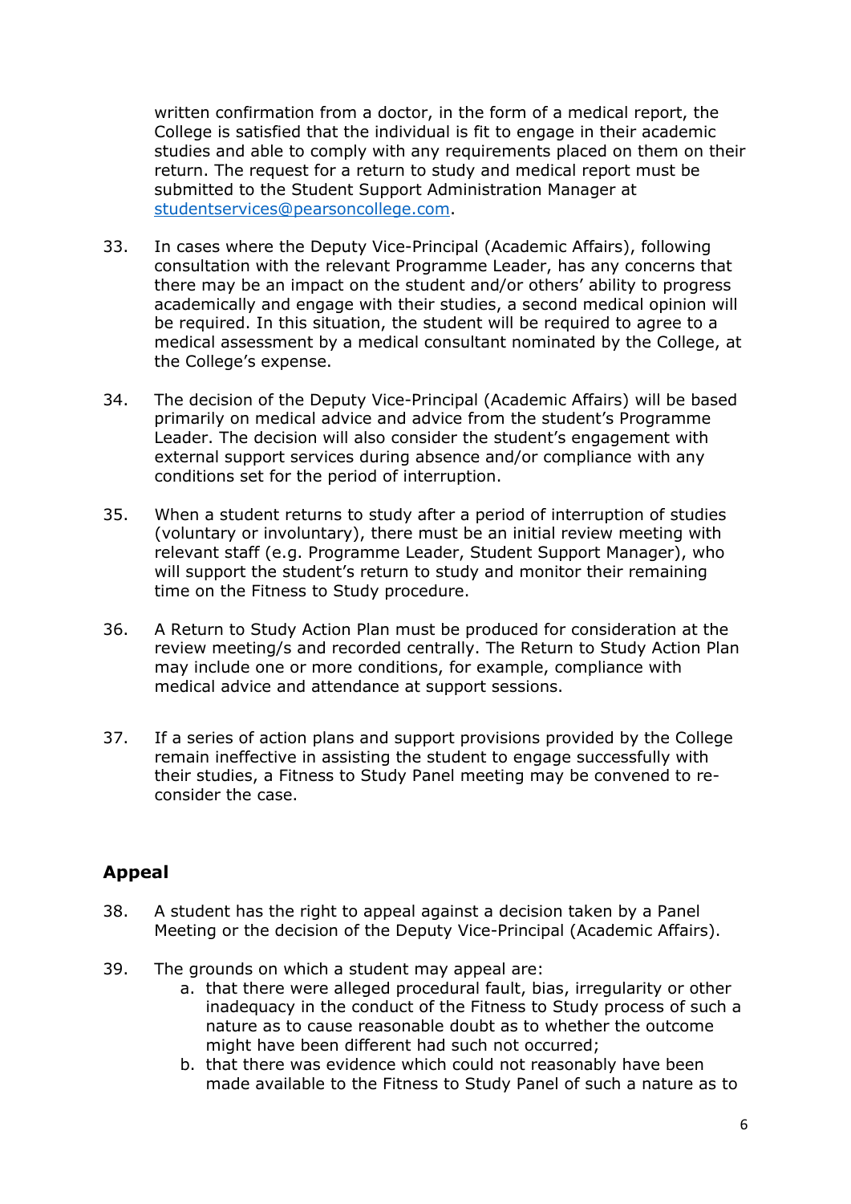written confirmation from a doctor, in the form of a medical report, the College is satisfied that the individual is fit to engage in their academic studies and able to comply with any requirements placed on them on their return. The request for a return to study and medical report must be submitted to the Student Support Administration Manager at [studentservices@pearsoncollege.com](mailto:studentservices@pearsoncollege.com).

33. In cases where the Deputy Vice-Principal (Academic Affairs), following consultation with the relevant Programme Leader, has any concerns that there may be an impact on the student and/or others' ability to progress academically and engage with their studies, a second medical opinion will be required. In this situation, the student will be required to agree to a medical assessment by a medical consultant nominated by the College, at the College's expense.

34. The decision of the Deputy Vice-Principal (Academic Affairs) will be based primarily on medical advice and advice from the student's Programme Leader. The decision will also consider the student's engagement with external support services during absence and/or compliance with any conditions set for the period of interruption.

35. When a student returns to study after a period of interruption of studies (voluntary or involuntary), there must be an initial review meeting with relevant staff (e.g. Programme Leader, Student Support Manager), who will support the student's return to study and monitor their remaining time on the Fitness to Study procedure.

36. A Return to Study Action Plan must be produced for consideration at the review meeting/s and recorded centrally. The Return to Study Action Plan may include one or more conditions, for example, compliance with medical advice and attendance at support sessions.

37. If a series of action plans and support provisions provided by the College remain ineffective in assisting the student to engage successfully with their studies, a Fitness to Study Panel meeting may be convened to re-consider the case.

## Appeal

38. A student has the right to appeal against a decision taken by a Panel Meeting or the decision of the Deputy Vice-Principal (Academic Affairs).

39. The grounds on which a student may appeal are:
    a. that there were alleged procedural fault, bias, irregularity or other inadequacy in the conduct of the Fitness to Study process of such a nature as to cause reasonable doubt as to whether the outcome might have been different had such not occurred;
    b. that there was evidence which could not reasonably have been made available to the Fitness to Study Panel of such a nature as to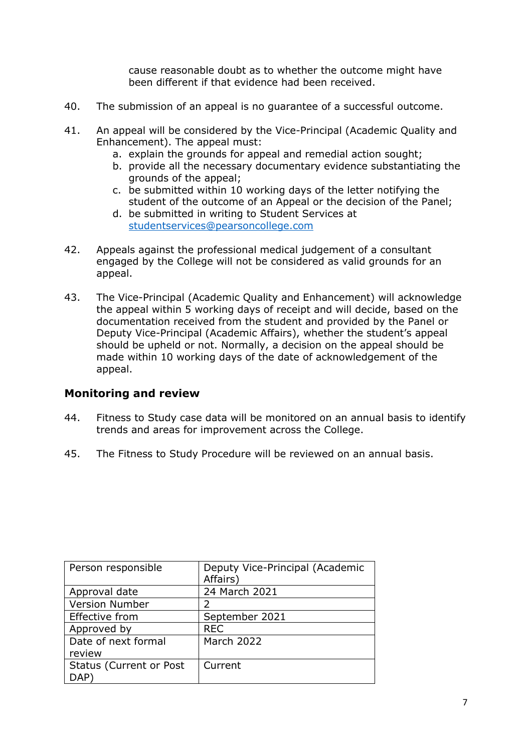cause reasonable doubt as to whether the outcome might have been different if that evidence had been received.

40. The submission of an appeal is no guarantee of a successful outcome.

41. An appeal will be considered by the Vice-Principal (Academic Quality and Enhancement). The appeal must:
    a. explain the grounds for appeal and remedial action sought;
    b. provide all the necessary documentary evidence substantiating the grounds of the appeal;
    c. be submitted within 10 working days of the letter notifying the student of the outcome of an Appeal or the decision of the Panel;
    d. be submitted in writing to Student Services at studentservices@pearsoncollege.com

42. Appeals against the professional medical judgement of a consultant engaged by the College will not be considered as valid grounds for an appeal.

43. The Vice-Principal (Academic Quality and Enhancement) will acknowledge the appeal within 5 working days of receipt and will decide, based on the documentation received from the student and provided by the Panel or Deputy Vice-Principal (Academic Affairs), whether the student's appeal should be upheld or not. Normally, a decision on the appeal should be made within 10 working days of the date of acknowledgement of the appeal.

## Monitoring and review

44. Fitness to Study case data will be monitored on an annual basis to identify trends and areas for improvement across the College.

45. The Fitness to Study Procedure will be reviewed on an annual basis.

| | |
|---|---|
| Person responsible | Deputy Vice-Principal (Academic Affairs) |
| Approval date | 24 March 2021 |
| Version Number | 2 |
| Effective from | September 2021 |
| Approved by | REC |
| Date of next formal review | March 2022 |
| Status (Current or Post DAP) | Current |